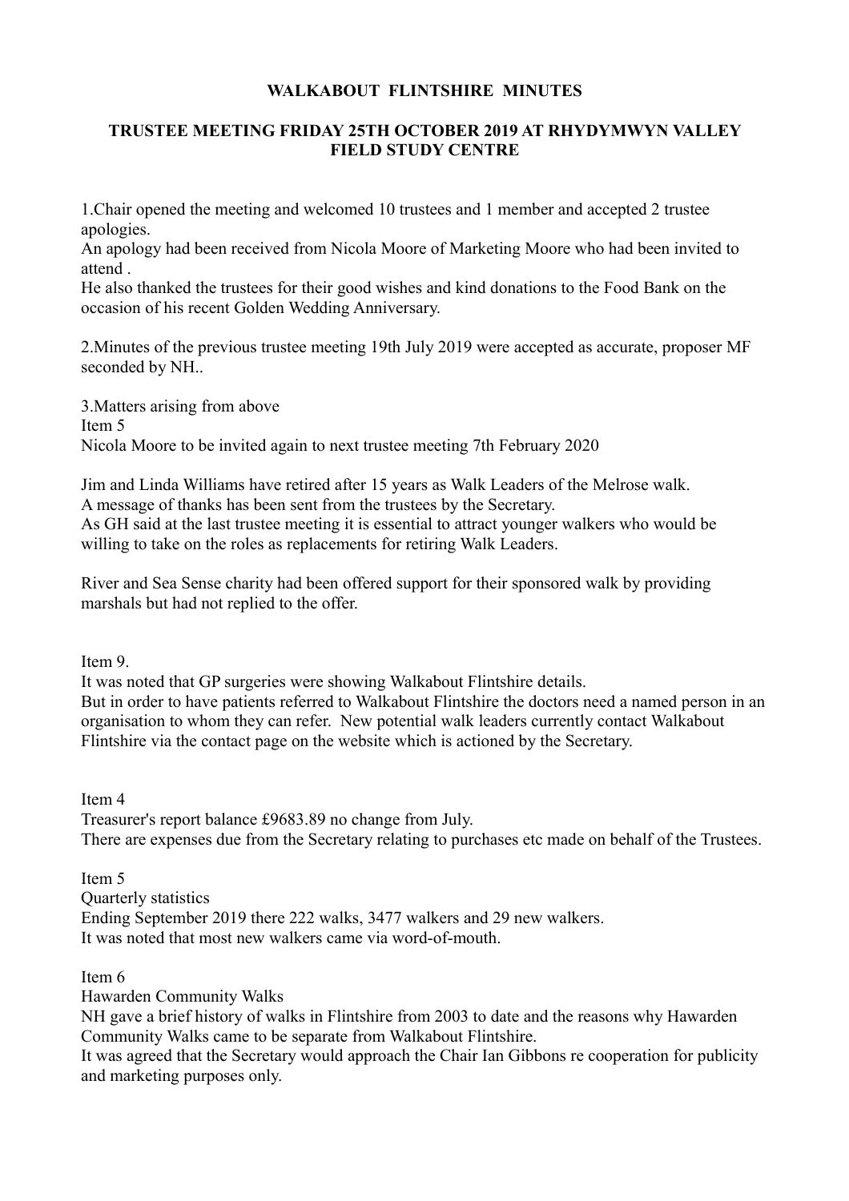**WALKABOUT FLINTSHIRE MINUTES**

**TRUSTEE MEETING FRIDAY 25TH OCTOBER 2019 AT RHYDYMWYN VALLEY FIELD STUDY CENTRE**

1.Chair opened the meeting and welcomed 10 trustees and 1 member and accepted 2 trustee apologies.
An apology had been received from Nicola Moore of Marketing Moore who had been invited to attend .
He also thanked the trustees for their good wishes and kind donations to the Food Bank on the occasion of his recent Golden Wedding Anniversary.

2.Minutes of the previous trustee meeting 19th July 2019 were accepted as accurate, proposer MF seconded by NH..

3.Matters arising from above
Item 5
Nicola Moore to be invited again to next trustee meeting 7th February 2020

Jim and Linda Williams have retired after 15 years as Walk Leaders of the Melrose walk.
A message of thanks has been sent from the trustees by the Secretary.
As GH said at the last trustee meeting it is essential to attract younger walkers who would be willing to take on the roles as replacements for retiring Walk Leaders.

River and Sea Sense charity had been offered support for their sponsored walk by providing marshals but had not replied to the offer.

Item 9.
It was noted that GP surgeries were showing Walkabout Flintshire details.
But in order to have patients referred to Walkabout Flintshire the doctors need a named person in an organisation to whom they can refer. New potential walk leaders currently contact Walkabout Flintshire via the contact page on the website which is actioned by the Secretary.

Item 4
Treasurer's report balance £9683.89 no change from July.
There are expenses due from the Secretary relating to purchases etc made on behalf of the Trustees.

Item 5
Quarterly statistics
Ending September 2019 there 222 walks, 3477 walkers and 29 new walkers.
It was noted that most new walkers came via word-of-mouth.

Item 6
Hawarden Community Walks
NH gave a brief history of walks in Flintshire from 2003 to date and the reasons why Hawarden Community Walks came to be separate from Walkabout Flintshire.
It was agreed that the Secretary would approach the Chair Ian Gibbons re cooperation for publicity and marketing purposes only.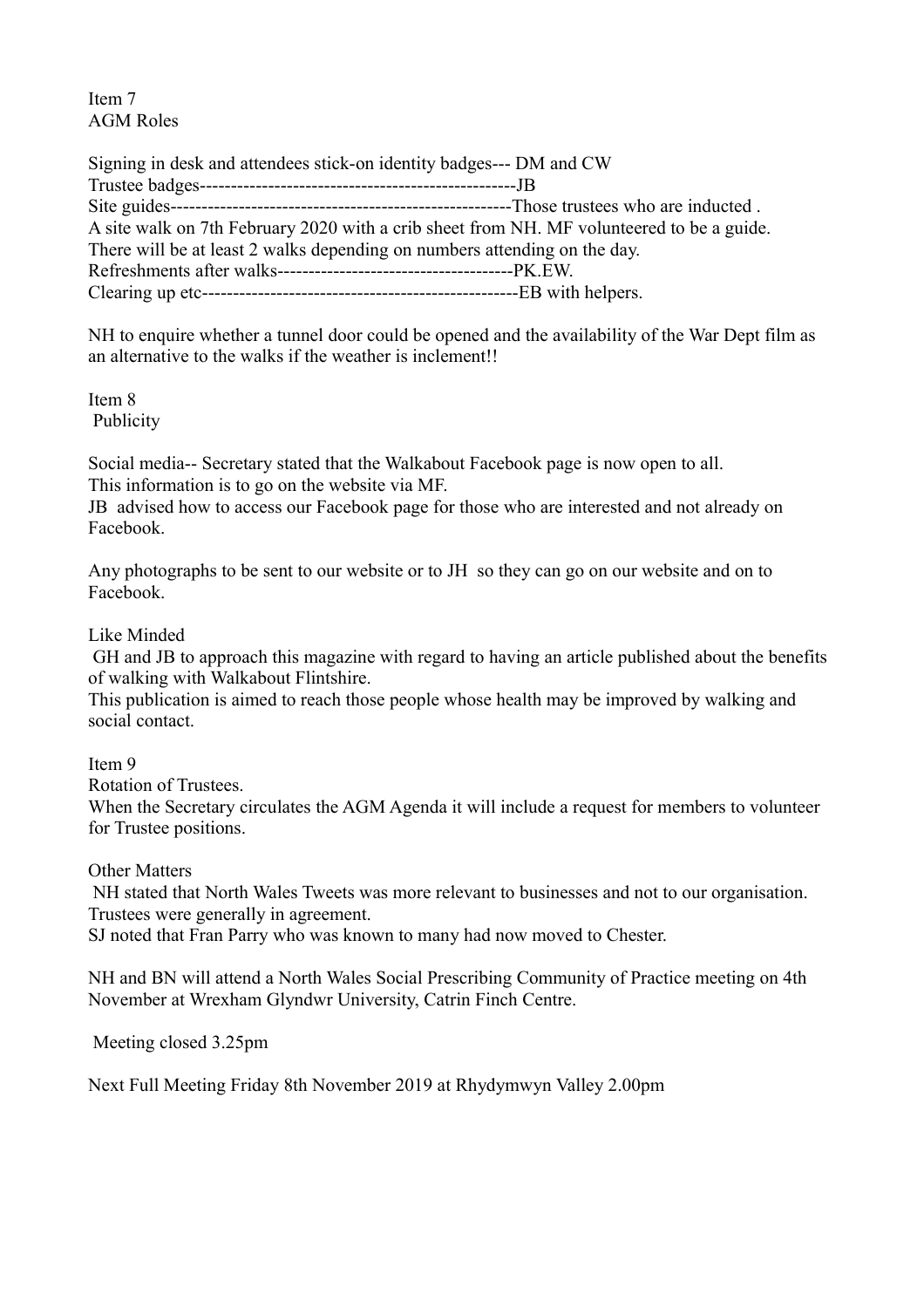Item 7
AGM Roles

Signing in desk and attendees stick-on identity badges--- DM and CW
Trustee badges---------------------------------------------------JB
Site guides-------------------------------------------------------Those trustees who are inducted .
A site walk on 7th February 2020 with a crib sheet from NH. MF volunteered to be a guide.
There will be at least 2 walks depending on numbers attending on the day.
Refreshments after walks--------------------------------------PK.EW.
Clearing up etc--------------------------------------------------EB with helpers.

NH to enquire whether a tunnel door could be opened and the availability of the War Dept film as an alternative to the walks if the weather is inclement!!

Item 8
Publicity

Social media-- Secretary stated that the Walkabout Facebook page is now open to all.
This information is to go on the website via MF.
JB advised how to access our Facebook page for those who are interested and not already on Facebook.

Any photographs to be sent to our website or to JH so they can go on our website and on to Facebook.

Like Minded
GH and JB to approach this magazine with regard to having an article published about the benefits of walking with Walkabout Flintshire.
This publication is aimed to reach those people whose health may be improved by walking and social contact.

Item 9
Rotation of Trustees.
When the Secretary circulates the AGM Agenda it will include a request for members to volunteer for Trustee positions.

Other Matters
NH stated that North Wales Tweets was more relevant to businesses and not to our organisation. Trustees were generally in agreement.
SJ noted that Fran Parry who was known to many had now moved to Chester.

NH and BN will attend a North Wales Social Prescribing Community of Practice meeting on 4th November at Wrexham Glyndwr University, Catrin Finch Centre.

Meeting closed 3.25pm

Next Full Meeting Friday 8th November 2019 at Rhydymwyn Valley 2.00pm